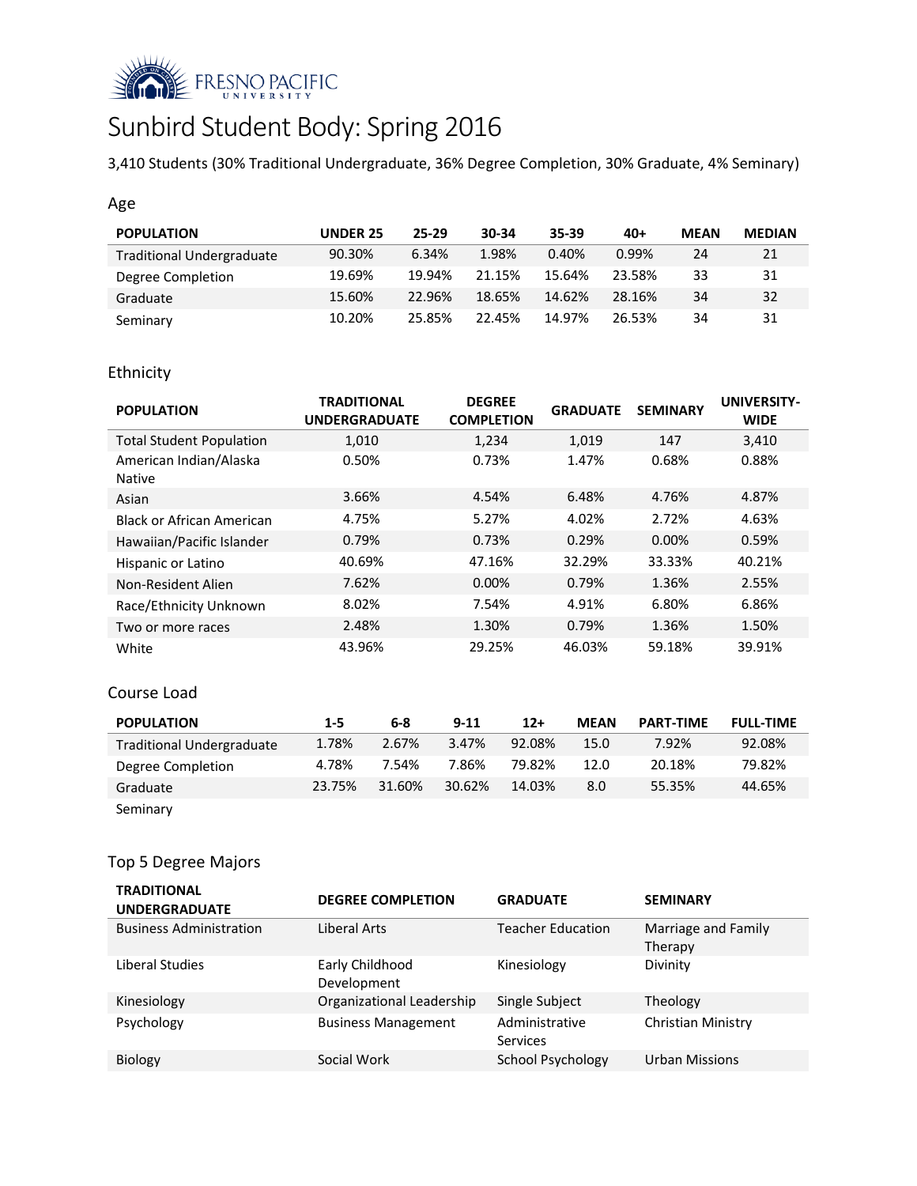# Sunbird Student Body: Spring 2016

3,410 Students (30% Traditional Undergraduate, 36% Degree Completion, 30% Graduate, 4% Seminary)

## Age

| POPULATION | UNDER 25 | 25-29 | 30-34 | 35-39 | 40+ | MEAN | MEDIAN |
|---|---|---|---|---|---|---|---|
| Traditional Undergraduate | 90.30% | 6.34% | 1.98% | 0.40% | 0.99% | 24 | 21 |
| Degree Completion | 19.69% | 19.94% | 21.15% | 15.64% | 23.58% | 33 | 31 |
| Graduate | 15.60% | 22.96% | 18.65% | 14.62% | 28.16% | 34 | 32 |
| Seminary | 10.20% | 25.85% | 22.45% | 14.97% | 26.53% | 34 | 31 |

## Ethnicity

| POPULATION | TRADITIONAL UNDERGRADUATE | DEGREE COMPLETION | GRADUATE | SEMINARY | UNIVERSITY-WIDE |
|---|---|---|---|---|---|
| Total Student Population | 1,010 | 1,234 | 1,019 | 147 | 3,410 |
| American Indian/Alaska Native | 0.50% | 0.73% | 1.47% | 0.68% | 0.88% |
| Asian | 3.66% | 4.54% | 6.48% | 4.76% | 4.87% |
| Black or African American | 4.75% | 5.27% | 4.02% | 2.72% | 4.63% |
| Hawaiian/Pacific Islander | 0.79% | 0.73% | 0.29% | 0.00% | 0.59% |
| Hispanic or Latino | 40.69% | 47.16% | 32.29% | 33.33% | 40.21% |
| Non-Resident Alien | 7.62% | 0.00% | 0.79% | 1.36% | 2.55% |
| Race/Ethnicity Unknown | 8.02% | 7.54% | 4.91% | 6.80% | 6.86% |
| Two or more races | 2.48% | 1.30% | 0.79% | 1.36% | 1.50% |
| White | 43.96% | 29.25% | 46.03% | 59.18% | 39.91% |

## Course Load

| POPULATION | 1-5 | 6-8 | 9-11 | 12+ | MEAN | PART-TIME | FULL-TIME |
|---|---|---|---|---|---|---|---|
| Traditional Undergraduate | 1.78% | 2.67% | 3.47% | 92.08% | 15.0 | 7.92% | 92.08% |
| Degree Completion | 4.78% | 7.54% | 7.86% | 79.82% | 12.0 | 20.18% | 79.82% |
| Graduate | 23.75% | 31.60% | 30.62% | 14.03% | 8.0 | 55.35% | 44.65% |
| Seminary | | | | | | | |

## Top 5 Degree Majors

| TRADITIONAL UNDERGRADUATE | DEGREE COMPLETION | GRADUATE | SEMINARY |
|---|---|---|---|
| Business Administration | Liberal Arts | Teacher Education | Marriage and Family Therapy |
| Liberal Studies | Early Childhood Development | Kinesiology | Divinity |
| Kinesiology | Organizational Leadership | Single Subject | Theology |
| Psychology | Business Management | Administrative Services | Christian Ministry |
| Biology | Social Work | School Psychology | Urban Missions |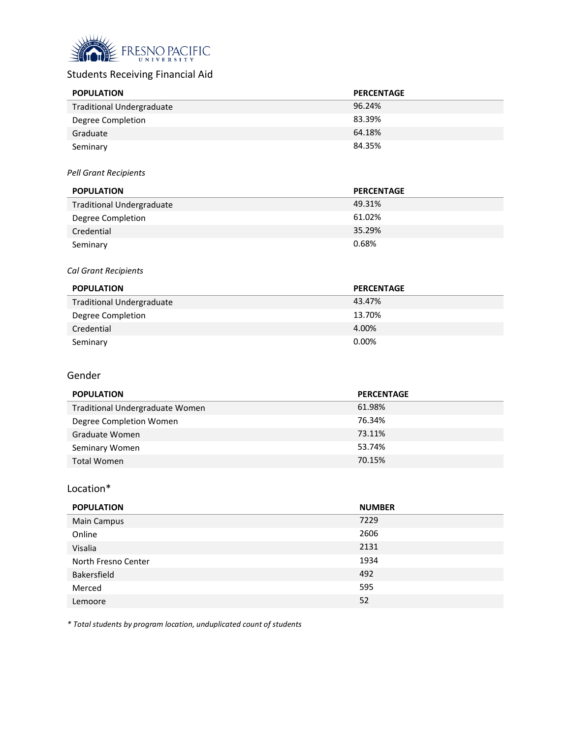FRESNO PACIFIC UNIVERSITY

## Students Receiving Financial Aid

| POPULATION | PERCENTAGE |
|---|---|
| Traditional Undergraduate | 96.24% |
| Degree Completion | 83.39% |
| Graduate | 64.18% |
| Seminary | 84.35% |

*Pell Grant Recipients*

| POPULATION | PERCENTAGE |
|---|---|
| Traditional Undergraduate | 49.31% |
| Degree Completion | 61.02% |
| Credential | 35.29% |
| Seminary | 0.68% |

*Cal Grant Recipients*

| POPULATION | PERCENTAGE |
|---|---|
| Traditional Undergraduate | 43.47% |
| Degree Completion | 13.70% |
| Credential | 4.00% |
| Seminary | 0.00% |

## Gender

| POPULATION | PERCENTAGE |
|---|---|
| Traditional Undergraduate Women | 61.98% |
| Degree Completion Women | 76.34% |
| Graduate Women | 73.11% |
| Seminary Women | 53.74% |
| Total Women | 70.15% |

## Location*

| POPULATION | NUMBER |
|---|---|
| Main Campus | 7229 |
| Online | 2606 |
| Visalia | 2131 |
| North Fresno Center | 1934 |
| Bakersfield | 492 |
| Merced | 595 |
| Lemoore | 52 |

*\* Total students by program location, unduplicated count of students*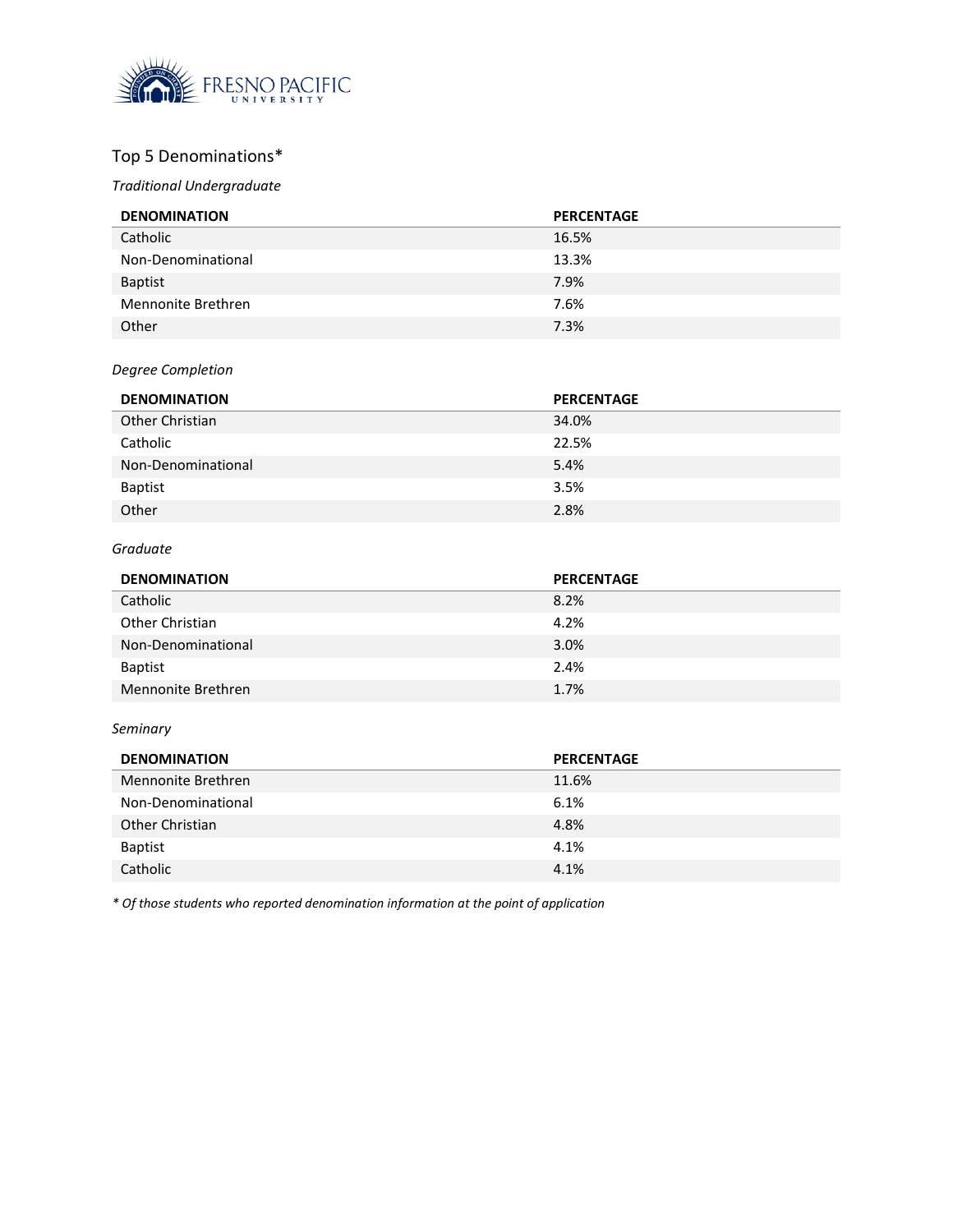## Top 5 Denominations*

*Traditional Undergraduate*

| DENOMINATION | PERCENTAGE |
| --- | --- |
| Catholic | 16.5% |
| Non-Denominational | 13.3% |
| Baptist | 7.9% |
| Mennonite Brethren | 7.6% |
| Other | 7.3% |

*Degree Completion*

| DENOMINATION | PERCENTAGE |
| --- | --- |
| Other Christian | 34.0% |
| Catholic | 22.5% |
| Non-Denominational | 5.4% |
| Baptist | 3.5% |
| Other | 2.8% |

*Graduate*

| DENOMINATION | PERCENTAGE |
| --- | --- |
| Catholic | 8.2% |
| Other Christian | 4.2% |
| Non-Denominational | 3.0% |
| Baptist | 2.4% |
| Mennonite Brethren | 1.7% |

*Seminary*

| DENOMINATION | PERCENTAGE |
| --- | --- |
| Mennonite Brethren | 11.6% |
| Non-Denominational | 6.1% |
| Other Christian | 4.8% |
| Baptist | 4.1% |
| Catholic | 4.1% |

*\* Of those students who reported denomination information at the point of application*